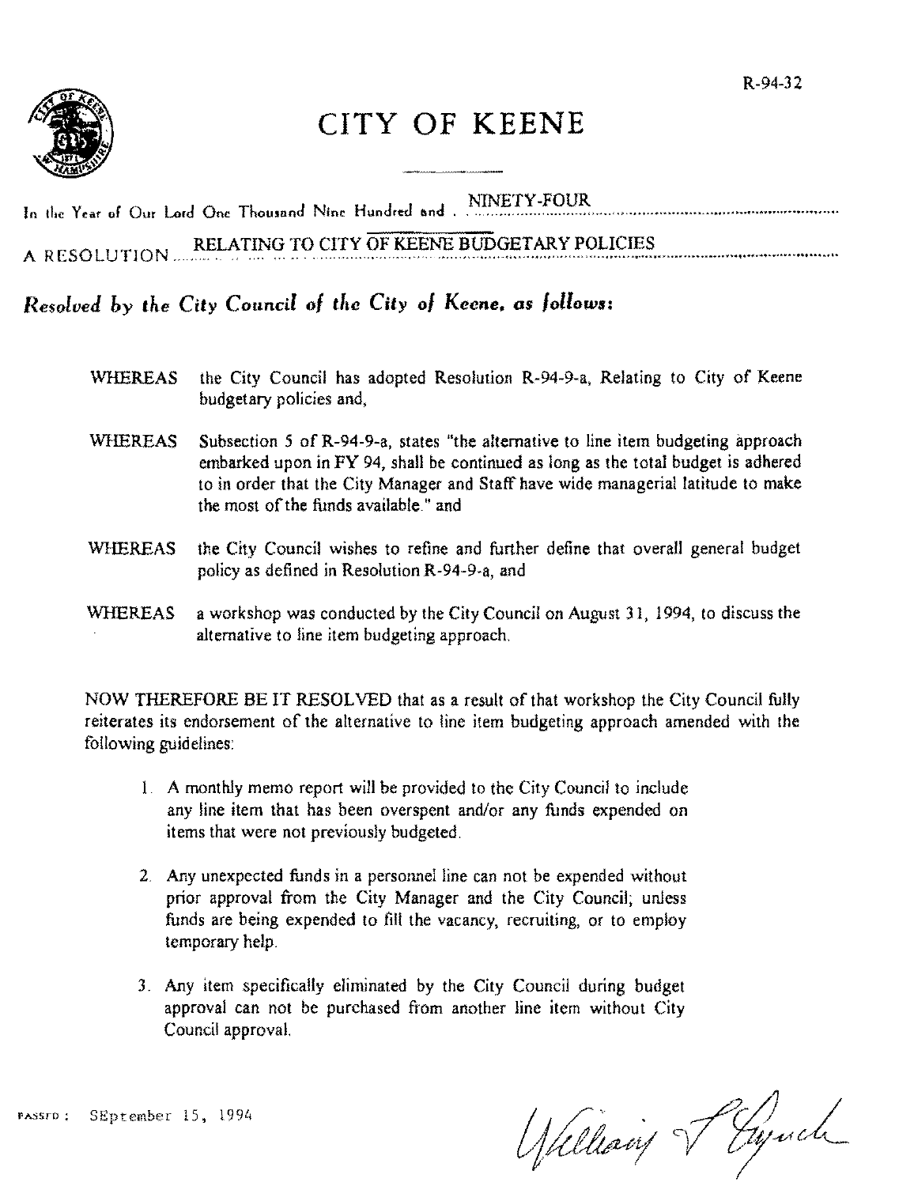R-94-32

# CITY OF KEENE

In the Year of Our Lord One Thousand Nine Hundred and NINETY-FOUR

A RESOLUTION RELATING TO CITY OF KEENE BUDGETARY POLICIES

***Resolved by the City Council of the City of Keene, as follows:***

WHEREAS the City Council has adopted Resolution R-94-9-a, Relating to City of Keene budgetary policies and,

WHEREAS Subsection 5 of R-94-9-a, states "the alternative to line item budgeting approach embarked upon in FY 94, shall be continued as long as the total budget is adhered to in order that the City Manager and Staff have wide managerial latitude to make the most of the funds available." and

WHEREAS the City Council wishes to refine and further define that overall general budget policy as defined in Resolution R-94-9-a, and

WHEREAS a workshop was conducted by the City Council on August 31, 1994, to discuss the alternative to line item budgeting approach.

NOW THEREFORE BE IT RESOLVED that as a result of that workshop the City Council fully reiterates its endorsement of the alternative to line item budgeting approach amended with the following guidelines:

1. A monthly memo report will be provided to the City Council to include any line item that has been overspent and/or any funds expended on items that were not previously budgeted.

2. Any unexpected funds in a personnel line can not be expended without prior approval from the City Manager and the City Council; unless funds are being expended to fill the vacancy, recruiting, or to employ temporary help.

3. Any item specifically eliminated by the City Council during budget approval can not be purchased from another line item without City Council approval.

PASSED: SEptember 15, 1994

William F. Lynch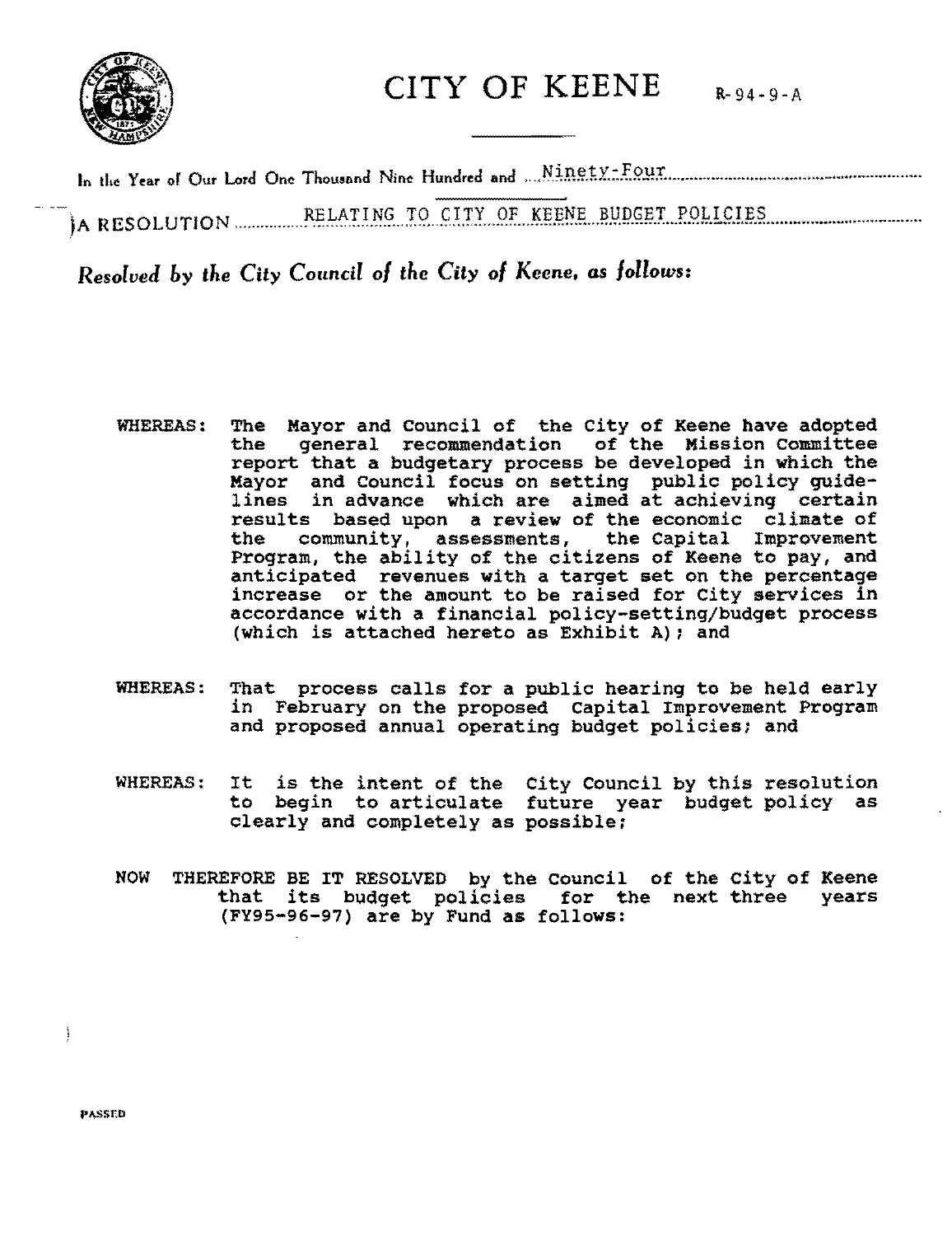# CITY OF KEENE

R-94-9-A

In the Year of Our Lord One Thousand Nine Hundred and Ninety-Four

A RESOLUTION RELATING TO CITY OF KEENE BUDGET POLICIES

*Resolved by the City Council of the City of Keene, as follows:*

WHEREAS: The Mayor and Council of the City of Keene have adopted the general recommendation of the Mission Committee report that a budgetary process be developed in which the Mayor and Council focus on setting public policy guidelines in advance which are aimed at achieving certain results based upon a review of the economic climate of the community, assessments, the Capital Improvement Program, the ability of the citizens of Keene to pay, and anticipated revenues with a target set on the percentage increase or the amount to be raised for City services in accordance with a financial policy-setting/budget process (which is attached hereto as Exhibit A); and

WHEREAS: That process calls for a public hearing to be held early in February on the proposed Capital Improvement Program and proposed annual operating budget policies; and

WHEREAS: It is the intent of the City Council by this resolution to begin to articulate future year budget policy as clearly and completely as possible;

NOW THEREFORE BE IT RESOLVED by the Council of the City of Keene that its budget policies for the next three years (FY95-96-97) are by Fund as follows:

PASSED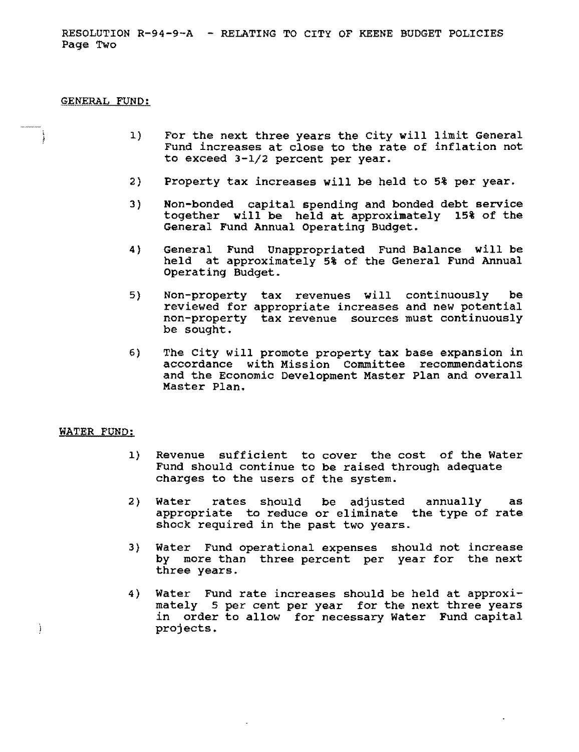RESOLUTION R-94-9-A - RELATING TO CITY OF KEENE BUDGET POLICIES
Page Two

GENERAL FUND:

1) For the next three years the City will limit General Fund increases at close to the rate of inflation not to exceed 3-1/2 percent per year.

2) Property tax increases will be held to 5% per year.

3) Non-bonded capital spending and bonded debt service together will be held at approximately 15% of the General Fund Annual Operating Budget.

4) General Fund Unappropriated Fund Balance will be held at approximately 5% of the General Fund Annual Operating Budget.

5) Non-property tax revenues will continuously be reviewed for appropriate increases and new potential non-property tax revenue sources must continuously be sought.

6) The City will promote property tax base expansion in accordance with Mission Committee recommendations and the Economic Development Master Plan and overall Master Plan.

WATER FUND:

1) Revenue sufficient to cover the cost of the Water Fund should continue to be raised through adequate charges to the users of the system.

2) Water rates should be adjusted annually as appropriate to reduce or eliminate the type of rate shock required in the past two years.

3) Water Fund operational expenses should not increase by more than three percent per year for the next three years.

4) Water Fund rate increases should be held at approximately 5 per cent per year for the next three years in order to allow for necessary Water Fund capital projects.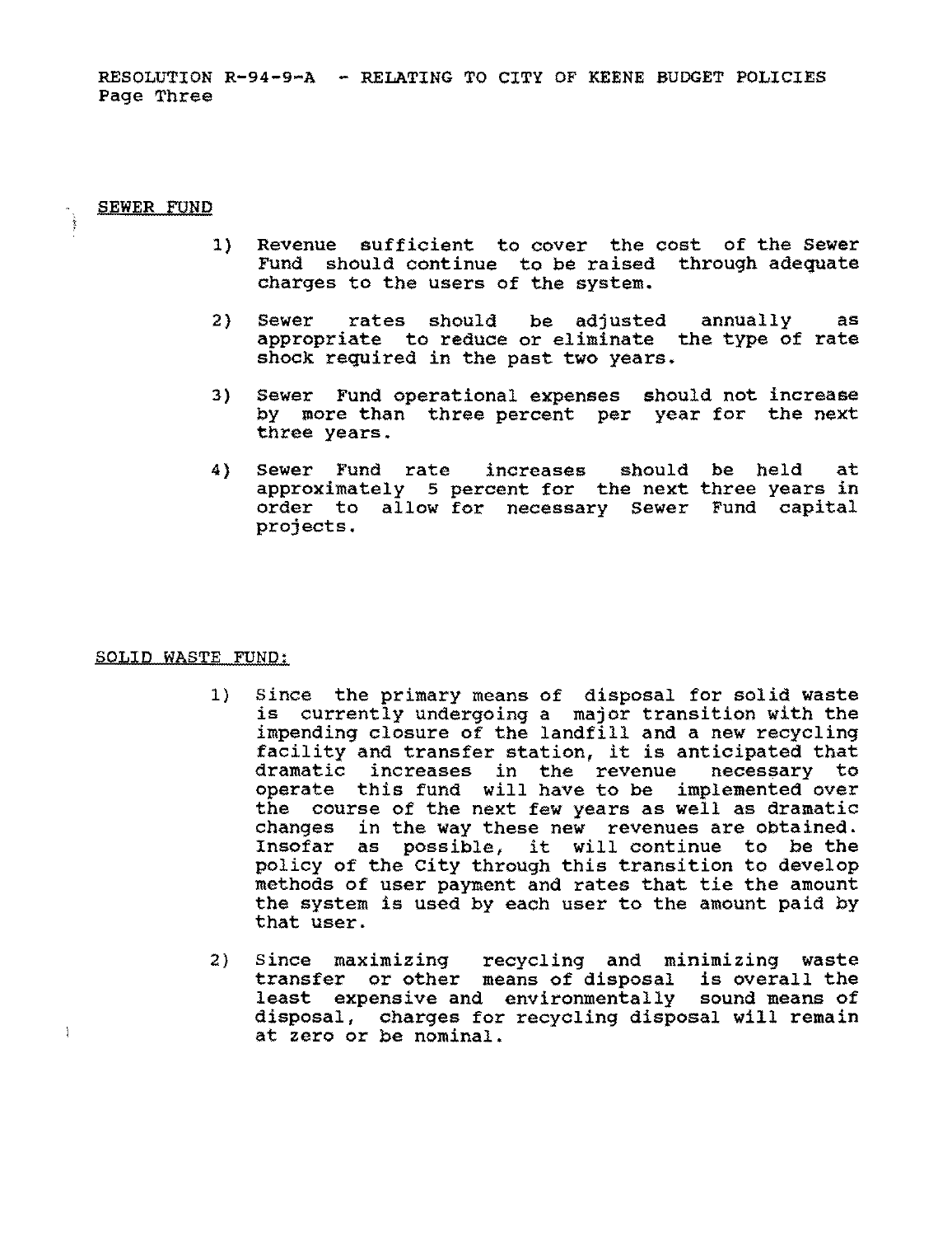## SEWER FUND

1) Revenue sufficient to cover the cost of the Sewer Fund should continue to be raised through adequate charges to the users of the system.

2) Sewer rates should be adjusted annually as appropriate to reduce or eliminate the type of rate shock required in the past two years.

3) Sewer Fund operational expenses should not increase by more than three percent per year for the next three years.

4) Sewer Fund rate increases should be held at approximately 5 percent for the next three years in order to allow for necessary Sewer Fund capital projects.

## SOLID WASTE FUND:

1) Since the primary means of disposal for solid waste is currently undergoing a major transition with the impending closure of the landfill and a new recycling facility and transfer station, it is anticipated that dramatic increases in the revenue necessary to operate this fund will have to be implemented over the course of the next few years as well as dramatic changes in the way these new revenues are obtained. Insofar as possible, it will continue to be the policy of the City through this transition to develop methods of user payment and rates that tie the amount the system is used by each user to the amount paid by that user.

2) Since maximizing recycling and minimizing waste transfer or other means of disposal is overall the least expensive and environmentally sound means of disposal, charges for recycling disposal will remain at zero or be nominal.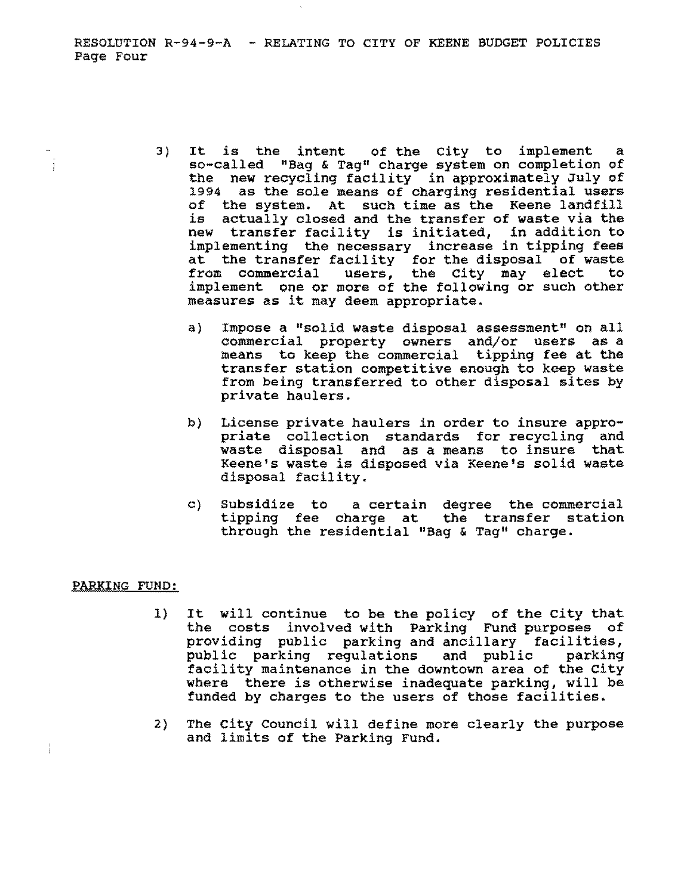3) It is the intent of the City to implement a so-called "Bag & Tag" charge system on completion of the new recycling facility in approximately July of 1994 as the sole means of charging residential users of the system. At such time as the Keene landfill is actually closed and the transfer of waste via the new transfer facility is initiated, in addition to implementing the necessary increase in tipping fees at the transfer facility for the disposal of waste from commercial users, the City may elect to implement one or more of the following or such other measures as it may deem appropriate.

   a) Impose a "solid waste disposal assessment" on all commercial property owners and/or users as a means to keep the commercial tipping fee at the transfer station competitive enough to keep waste from being transferred to other disposal sites by private haulers.

   b) License private haulers in order to insure appropriate collection standards for recycling and waste disposal and as a means to insure that Keene's waste is disposed via Keene's solid waste disposal facility.

   c) Subsidize to a certain degree the commercial tipping fee charge at the transfer station through the residential "Bag & Tag" charge.

PARKING FUND:

1) It will continue to be the policy of the City that the costs involved with Parking Fund purposes of providing public parking and ancillary facilities, public parking regulations and public parking facility maintenance in the downtown area of the City where there is otherwise inadequate parking, will be funded by charges to the users of those facilities.

2) The City Council will define more clearly the purpose and limits of the Parking Fund.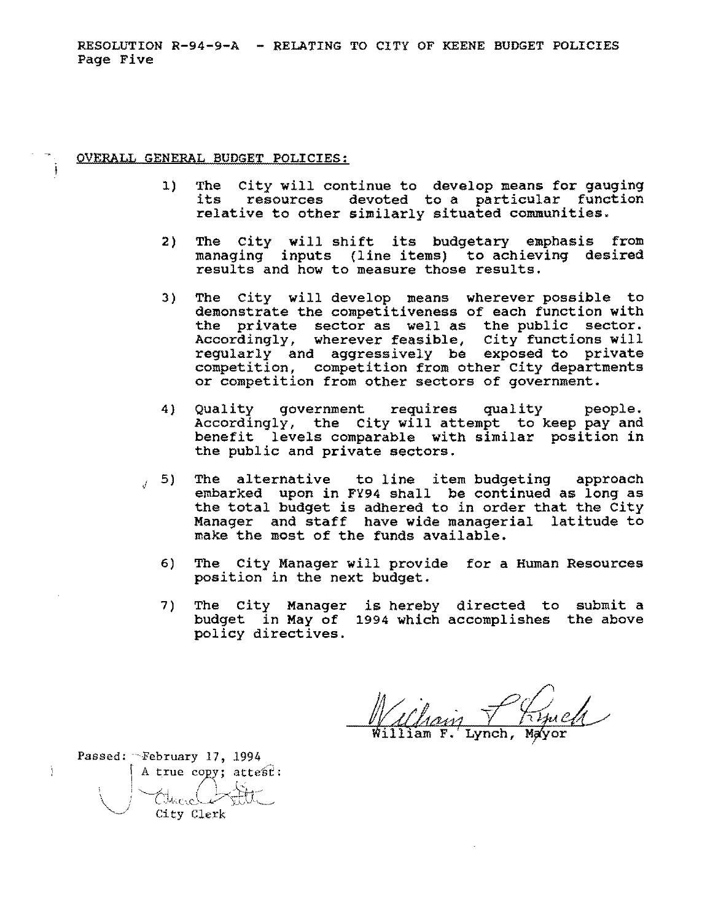OVERALL GENERAL BUDGET POLICIES:

1) The City will continue to develop means for gauging its resources devoted to a particular function relative to other similarly situated communities.

2) The City will shift its budgetary emphasis from managing inputs (line items) to achieving desired results and how to measure those results.

3) The City will develop means wherever possible to demonstrate the competitiveness of each function with the private sector as well as the public sector. Accordingly, wherever feasible, City functions will regularly and aggressively be exposed to private competition, competition from other City departments or competition from other sectors of government.

4) Quality government requires quality people. Accordingly, the City will attempt to keep pay and benefit levels comparable with similar position in the public and private sectors.

5) The alternative to line item budgeting approach embarked upon in FY94 shall be continued as long as the total budget is adhered to in order that the City Manager and staff have wide managerial latitude to make the most of the funds available.

6) The City Manager will provide for a Human Resources position in the next budget.

7) The City Manager is hereby directed to submit a budget in May of 1994 which accomplishes the above policy directives.

William F. Lynch, Mayor

Passed: February 17, 1994

A true copy; attest:

City Clerk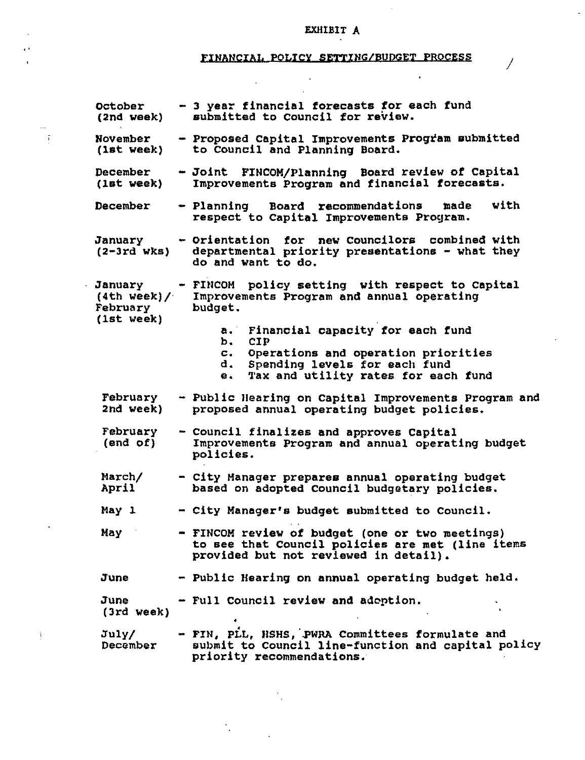EXHIBIT A

## FINANCIAL POLICY SETTING/BUDGET PROCESS

| | |
|---|---|
| October (2nd week) | - 3 year financial forecasts for each fund submitted to Council for review. |
| November (1st week) | - Proposed Capital Improvements Program submitted to Council and Planning Board. |
| December (1st week) | - Joint FINCOM/Planning Board review of Capital Improvements Program and financial forecasts. |
| December | - Planning Board recommendations made with respect to Capital Improvements Program. |
| January (2-3rd wks) | - Orientation for new Councilors combined with departmental priority presentations - what they do and want to do. |
| January (4th week)/ February (1st week) | - FINCOM policy setting with respect to Capital Improvements Program and annual operating budget.<br>a. Financial capacity for each fund<br>b. CIP<br>c. Operations and operation priorities<br>d. Spending levels for each fund<br>e. Tax and utility rates for each fund |
| February 2nd week) | - Public Hearing on Capital Improvements Program and proposed annual operating budget policies. |
| February (end of) | - Council finalizes and approves Capital Improvements Program and annual operating budget policies. |
| March/ April | - City Manager prepares annual operating budget based on adopted Council budgetary policies. |
| May 1 | - City Manager's budget submitted to Council. |
| May | - FINCOM review of budget (one or two meetings) to see that Council policies are met (line items provided but not reviewed in detail). |
| June | - Public Hearing on annual operating budget held. |
| June (3rd week) | - Full Council review and adoption. |
| July/ December | - FIN, PLL, HSHS, PWRA Committees formulate and submit to Council line-function and capital policy priority recommendations. |